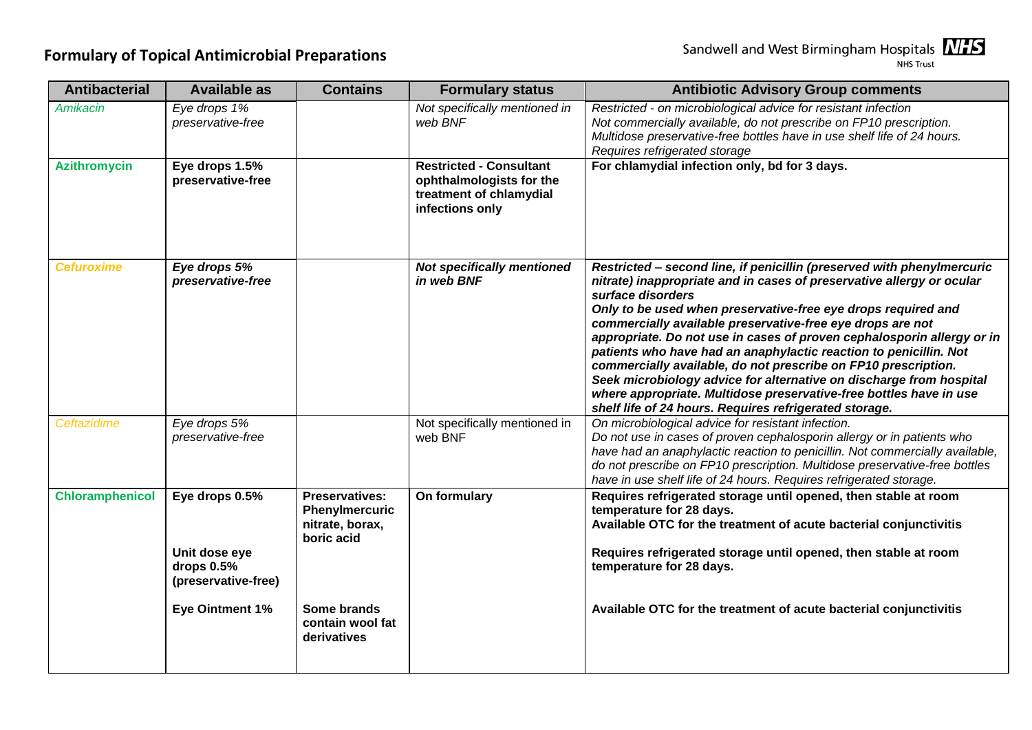# Formulary of Topical Antimicrobial Preparations

| Antibacterial | Available as | Contains | Formulary status | Antibiotic Advisory Group comments |
|---|---|---|---|---|
| *Amikacin* | *Eye drops 1% preservative-free* | | *Not specifically mentioned in web BNF* | *Restricted - on microbiological advice for resistant infection Not commercially available, do not prescribe on FP10 prescription. Multidose preservative-free bottles have in use shelf life of 24 hours. Requires refrigerated storage* |
| **Azithromycin** | **Eye drops 1.5% preservative-free** | | **Restricted - Consultant ophthalmologists for the treatment of chlamydial infections only** | **For chlamydial infection only, bd for 3 days.** |
| ***Cefuroxime*** | ***Eye drops 5% preservative-free*** | | ***Not specifically mentioned in web BNF*** | ***Restricted – second line, if penicillin (preserved with phenylmercuric nitrate) inappropriate and in cases of preservative allergy or ocular surface disorders Only to be used when preservative-free eye drops required and commercially available preservative-free eye drops are not appropriate. Do not use in cases of proven cephalosporin allergy or in patients who have had an anaphylactic reaction to penicillin. Not commercially available, do not prescribe on FP10 prescription. Seek microbiology advice for alternative on discharge from hospital where appropriate. Multidose preservative-free bottles have in use shelf life of 24 hours. Requires refrigerated storage.*** |
| *Ceftazidime* | *Eye drops 5% preservative-free* | | Not specifically mentioned in web BNF | *On microbiological advice for resistant infection. Do not use in cases of proven cephalosporin allergy or in patients who have had an anaphylactic reaction to penicillin. Not commercially available, do not prescribe on FP10 prescription. Multidose preservative-free bottles have in use shelf life of 24 hours. Requires refrigerated storage.* |
| **Chloramphenicol** | **Eye drops 0.5%** | **Preservatives: Phenylmercuric nitrate, borax, boric acid** | **On formulary** | **Requires refrigerated storage until opened, then stable at room temperature for 28 days. Available OTC for the treatment of acute bacterial conjunctivitis** |
| | **Unit dose eye drops 0.5% (preservative-free)** | | | **Requires refrigerated storage until opened, then stable at room temperature for 28 days.** |
| | **Eye Ointment 1%** | **Some brands contain wool fat derivatives** | | **Available OTC for the treatment of acute bacterial conjunctivitis** |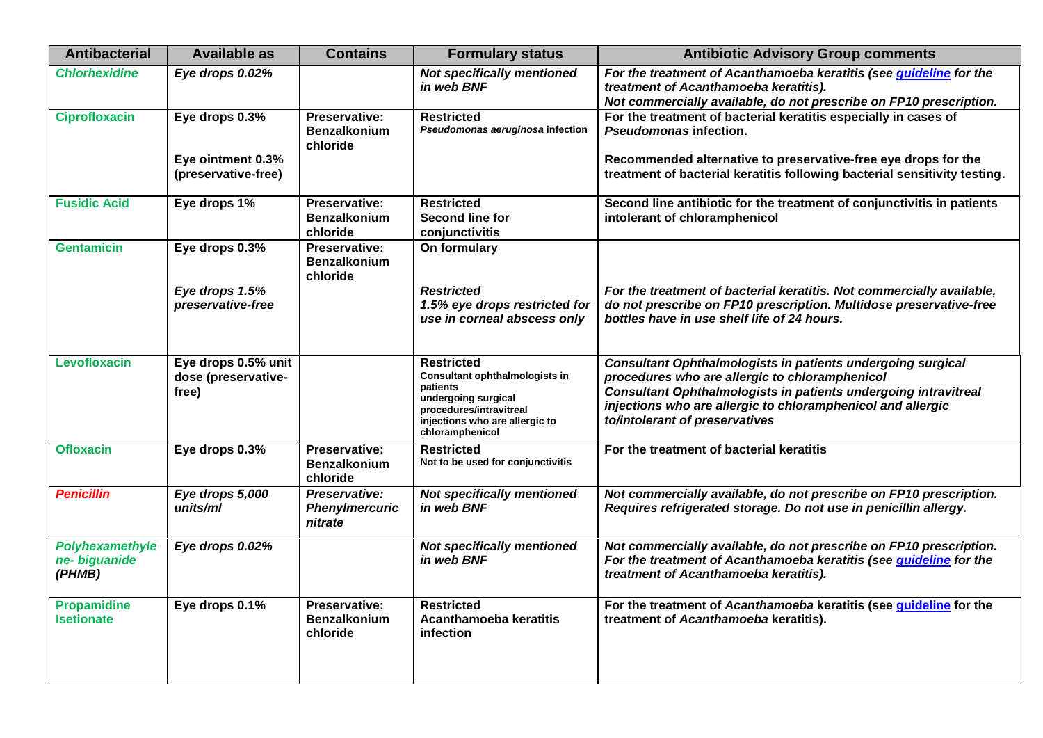| Antibacterial | Available as | Contains | Formulary status | Antibiotic Advisory Group comments |
|---|---|---|---|---|
| ***Chlorhexidine*** | ***Eye drops 0.02%*** | | ***Not specifically mentioned in web BNF*** | ***For the treatment of Acanthamoeba keratitis (see guideline for the treatment of Acanthamoeba keratitis). Not commercially available, do not prescribe on FP10 prescription.*** |
| **Ciprofloxacin** | **Eye drops 0.3%**<br><br>**Eye ointment 0.3% (preservative-free)** | **Preservative: Benzalkonium chloride** | **Restricted**<br>***Pseudomonas aeruginosa* infection** | **For the treatment of bacterial keratitis especially in cases of *Pseudomonas* infection.**<br><br>**Recommended alternative to preservative-free eye drops for the treatment of bacterial keratitis following bacterial sensitivity testing.** |
| **Fusidic Acid** | **Eye drops 1%** | **Preservative: Benzalkonium chloride** | **Restricted**<br>**Second line for conjunctivitis** | **Second line antibiotic for the treatment of conjunctivitis in patients intolerant of chloramphenicol** |
| **Gentamicin** | **Eye drops 0.3%**<br><br>***Eye drops 1.5% preservative-free*** | **Preservative: Benzalkonium chloride** | **On formulary**<br><br>***Restricted***<br>***1.5% eye drops restricted for use in corneal abscess only*** | <br><br>***For the treatment of bacterial keratitis. Not commercially available, do not prescribe on FP10 prescription. Multidose preservative-free bottles have in use shelf life of 24 hours.*** |
| **Levofloxacin** | **Eye drops 0.5% unit dose (preservative-free)** | | **Restricted**<br>**Consultant ophthalmologists in patients undergoing surgical procedures/intravitreal injections who are allergic to chloramphenicol** | ***Consultant Ophthalmologists in patients undergoing surgical procedures who are allergic to chloramphenicol***<br>***Consultant Ophthalmologists in patients undergoing intravitreal injections who are allergic to chloramphenicol and allergic to/intolerant of preservatives*** |
| **Ofloxacin** | **Eye drops 0.3%** | **Preservative: Benzalkonium chloride** | **Restricted**<br>**Not to be used for conjunctivitis** | **For the treatment of bacterial keratitis** |
| ***Penicillin*** | ***Eye drops 5,000 units/ml*** | ***Preservative: Phenylmercuric nitrate*** | ***Not specifically mentioned in web BNF*** | ***Not commercially available, do not prescribe on FP10 prescription. Requires refrigerated storage. Do not use in penicillin allergy.*** |
| ***Polyhexamethylene- biguanide (PHMB)*** | ***Eye drops 0.02%*** | | ***Not specifically mentioned in web BNF*** | ***Not commercially available, do not prescribe on FP10 prescription. For the treatment of Acanthamoeba keratitis (see guideline for the treatment of Acanthamoeba keratitis).*** |
| **Propamidine Isetionate** | **Eye drops 0.1%** | **Preservative: Benzalkonium chloride** | **Restricted**<br>**Acanthamoeba keratitis infection** | **For the treatment of *Acanthamoeba* keratitis (see guideline for the treatment of *Acanthamoeba* keratitis).** |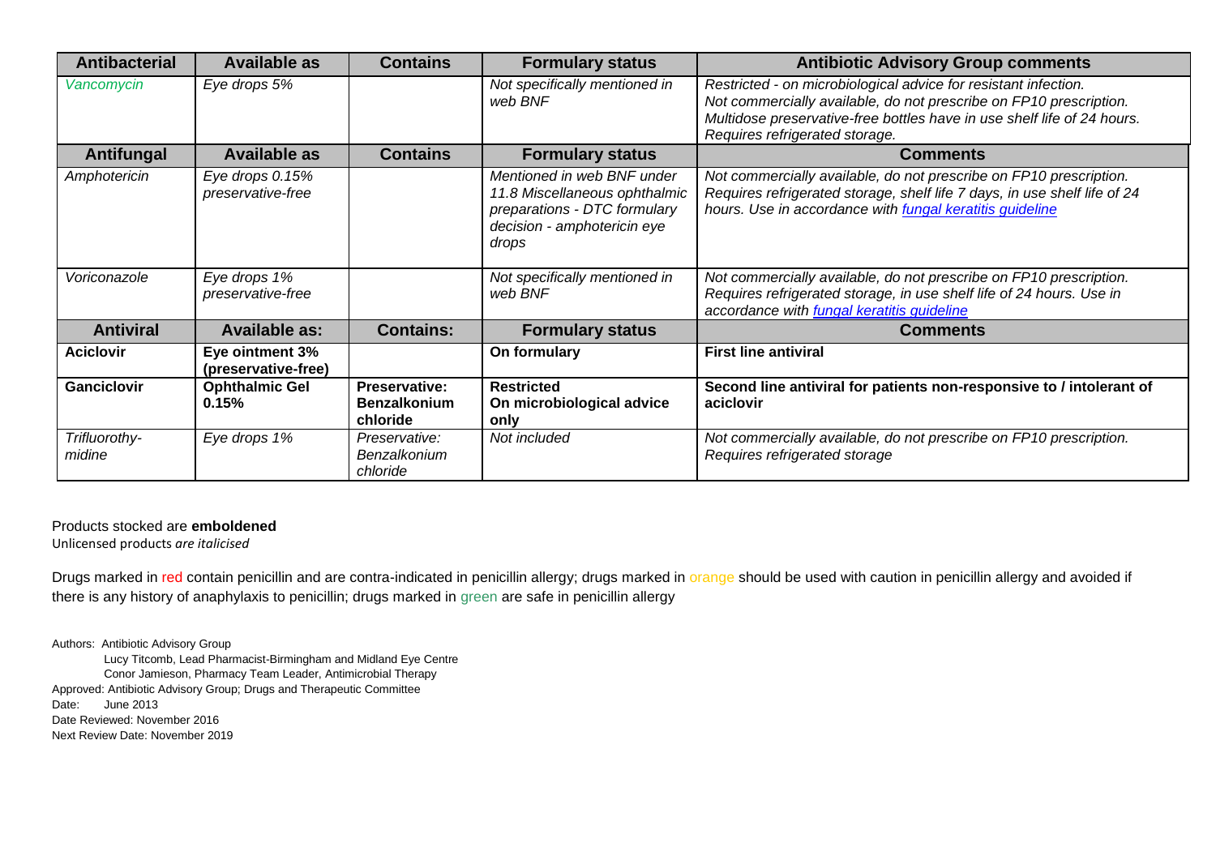| Antibacterial | Available as | Contains | Formulary status | Antibiotic Advisory Group comments |
|---|---|---|---|---|
| *Vancomycin* | *Eye drops 5%* | | *Not specifically mentioned in web BNF* | *Restricted - on microbiological advice for resistant infection. Not commercially available, do not prescribe on FP10 prescription. Multidose preservative-free bottles have in use shelf life of 24 hours. Requires refrigerated storage.* |
| **Antifungal** | **Available as** | **Contains** | **Formulary status** | **Comments** |
| *Amphotericin* | *Eye drops 0.15% preservative-free* | | *Mentioned in web BNF under 11.8 Miscellaneous ophthalmic preparations - DTC formulary decision - amphotericin eye drops* | *Not commercially available, do not prescribe on FP10 prescription. Requires refrigerated storage, shelf life 7 days, in use shelf life of 24 hours. Use in accordance with fungal keratitis guideline* |
| *Voriconazole* | *Eye drops 1% preservative-free* | | *Not specifically mentioned in web BNF* | *Not commercially available, do not prescribe on FP10 prescription. Requires refrigerated storage, in use shelf life of 24 hours. Use in accordance with fungal keratitis guideline* |
| **Antiviral** | **Available as:** | **Contains:** | **Formulary status** | **Comments** |
| **Aciclovir** | **Eye ointment 3% (preservative-free)** | | **On formulary** | **First line antiviral** |
| **Ganciclovir** | **Ophthalmic Gel 0.15%** | **Preservative: Benzalkonium chloride** | **Restricted On microbiological advice only** | **Second line antiviral for patients non-responsive to / intolerant of aciclovir** |
| *Trifluorothy-midine* | *Eye drops 1%* | *Preservative: Benzalkonium chloride* | *Not included* | *Not commercially available, do not prescribe on FP10 prescription. Requires refrigerated storage* |

Products stocked are **emboldened**

Unlicensed products *are italicised*

Drugs marked in red contain penicillin and are contra-indicated in penicillin allergy; drugs marked in orange should be used with caution in penicillin allergy and avoided if there is any history of anaphylaxis to penicillin; drugs marked in green are safe in penicillin allergy

Authors: Antibiotic Advisory Group

Lucy Titcomb, Lead Pharmacist-Birmingham and Midland Eye Centre

Conor Jamieson, Pharmacy Team Leader, Antimicrobial Therapy

Approved: Antibiotic Advisory Group; Drugs and Therapeutic Committee

Date: June 2013

Date Reviewed: November 2016

Next Review Date: November 2019